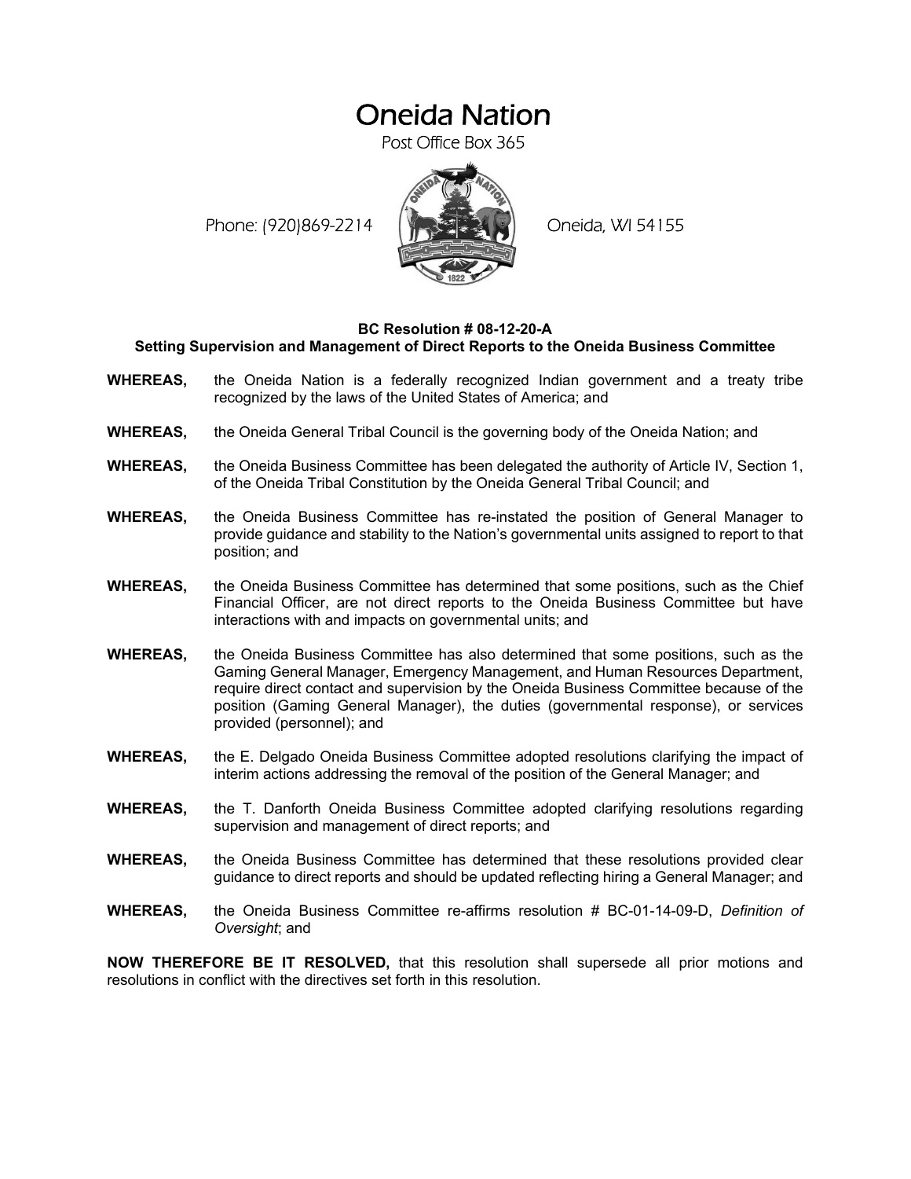# Oneida Nation

Post Office Box 365

Phone: (920)869-2214 Oneida, WI 54155

**BC Resolution # 08-12-20-A**
**Setting Supervision and Management of Direct Reports to the Oneida Business Committee**

**WHEREAS,** the Oneida Nation is a federally recognized Indian government and a treaty tribe recognized by the laws of the United States of America; and

**WHEREAS,** the Oneida General Tribal Council is the governing body of the Oneida Nation; and

**WHEREAS,** the Oneida Business Committee has been delegated the authority of Article IV, Section 1, of the Oneida Tribal Constitution by the Oneida General Tribal Council; and

**WHEREAS,** the Oneida Business Committee has re-instated the position of General Manager to provide guidance and stability to the Nation's governmental units assigned to report to that position; and

**WHEREAS,** the Oneida Business Committee has determined that some positions, such as the Chief Financial Officer, are not direct reports to the Oneida Business Committee but have interactions with and impacts on governmental units; and

**WHEREAS,** the Oneida Business Committee has also determined that some positions, such as the Gaming General Manager, Emergency Management, and Human Resources Department, require direct contact and supervision by the Oneida Business Committee because of the position (Gaming General Manager), the duties (governmental response), or services provided (personnel); and

**WHEREAS,** the E. Delgado Oneida Business Committee adopted resolutions clarifying the impact of interim actions addressing the removal of the position of the General Manager; and

**WHEREAS,** the T. Danforth Oneida Business Committee adopted clarifying resolutions regarding supervision and management of direct reports; and

**WHEREAS,** the Oneida Business Committee has determined that these resolutions provided clear guidance to direct reports and should be updated reflecting hiring a General Manager; and

**WHEREAS,** the Oneida Business Committee re-affirms resolution # BC-01-14-09-D, *Definition of Oversight*; and

**NOW THEREFORE BE IT RESOLVED,** that this resolution shall supersede all prior motions and resolutions in conflict with the directives set forth in this resolution.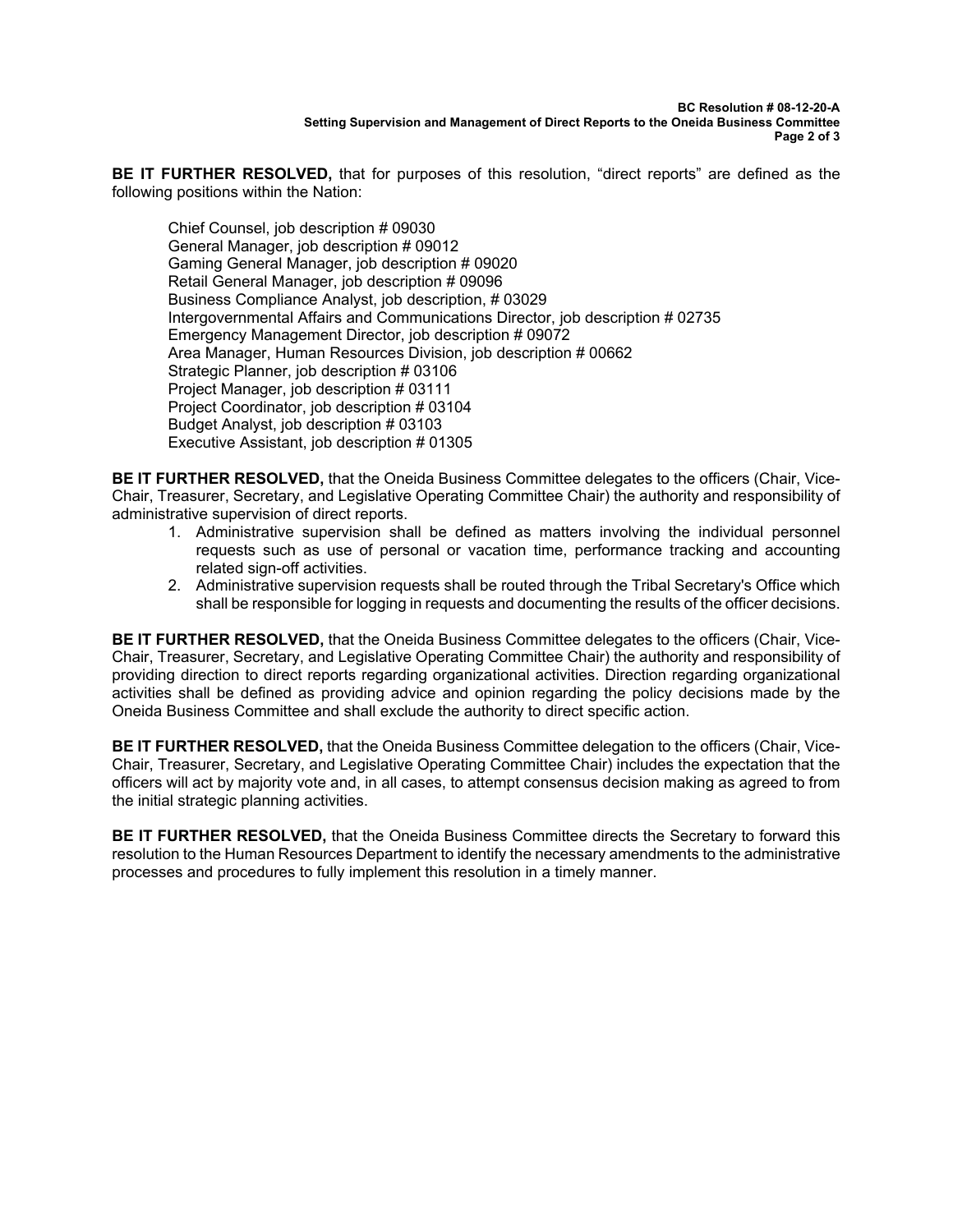**BE IT FURTHER RESOLVED,** that for purposes of this resolution, "direct reports" are defined as the following positions within the Nation:

Chief Counsel, job description # 09030
General Manager, job description # 09012
Gaming General Manager, job description # 09020
Retail General Manager, job description # 09096
Business Compliance Analyst, job description, # 03029
Intergovernmental Affairs and Communications Director, job description # 02735
Emergency Management Director, job description # 09072
Area Manager, Human Resources Division, job description # 00662
Strategic Planner, job description # 03106
Project Manager, job description # 03111
Project Coordinator, job description # 03104
Budget Analyst, job description # 03103
Executive Assistant, job description # 01305

**BE IT FURTHER RESOLVED,** that the Oneida Business Committee delegates to the officers (Chair, Vice-Chair, Treasurer, Secretary, and Legislative Operating Committee Chair) the authority and responsibility of administrative supervision of direct reports.

1. Administrative supervision shall be defined as matters involving the individual personnel requests such as use of personal or vacation time, performance tracking and accounting related sign-off activities.
2. Administrative supervision requests shall be routed through the Tribal Secretary's Office which shall be responsible for logging in requests and documenting the results of the officer decisions.

**BE IT FURTHER RESOLVED,** that the Oneida Business Committee delegates to the officers (Chair, Vice-Chair, Treasurer, Secretary, and Legislative Operating Committee Chair) the authority and responsibility of providing direction to direct reports regarding organizational activities. Direction regarding organizational activities shall be defined as providing advice and opinion regarding the policy decisions made by the Oneida Business Committee and shall exclude the authority to direct specific action.

**BE IT FURTHER RESOLVED,** that the Oneida Business Committee delegation to the officers (Chair, Vice-Chair, Treasurer, Secretary, and Legislative Operating Committee Chair) includes the expectation that the officers will act by majority vote and, in all cases, to attempt consensus decision making as agreed to from the initial strategic planning activities.

**BE IT FURTHER RESOLVED,** that the Oneida Business Committee directs the Secretary to forward this resolution to the Human Resources Department to identify the necessary amendments to the administrative processes and procedures to fully implement this resolution in a timely manner.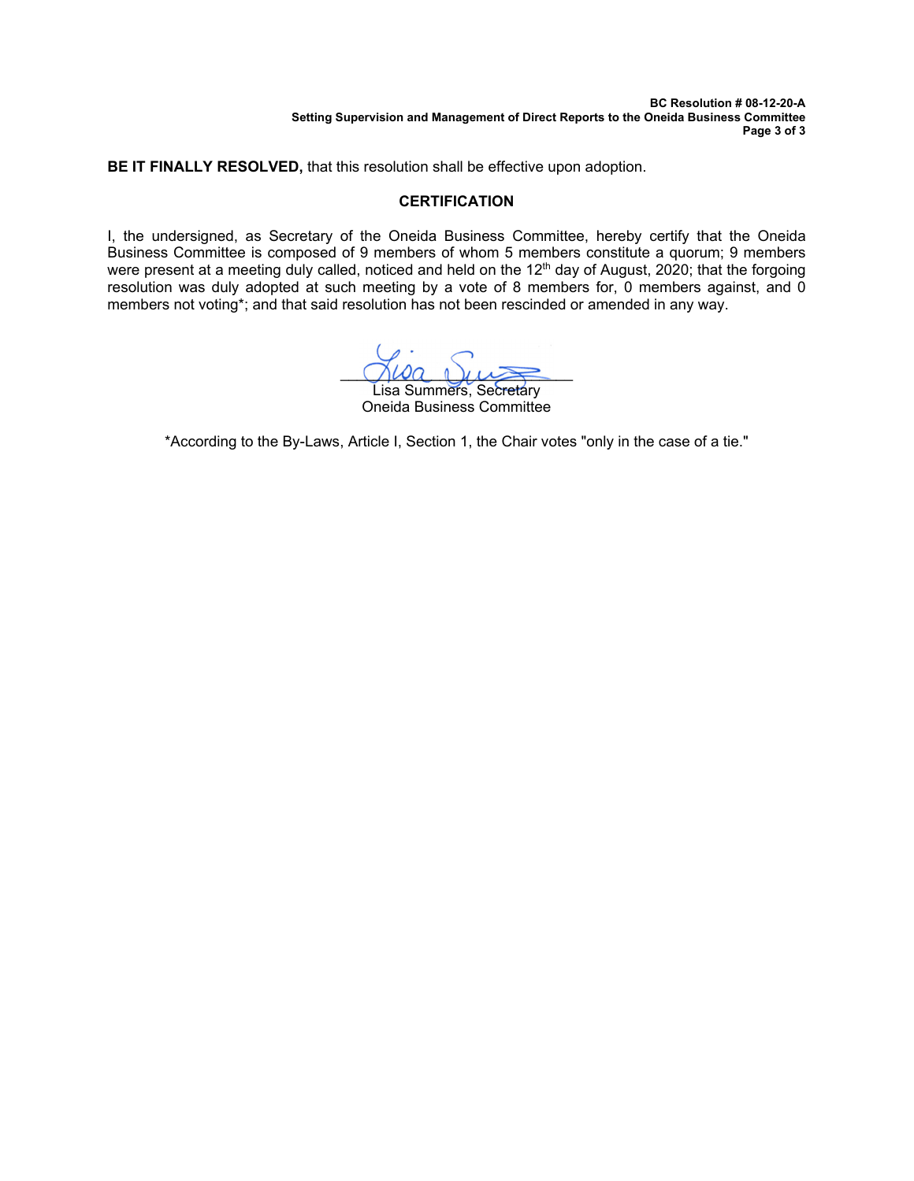**BE IT FINALLY RESOLVED,** that this resolution shall be effective upon adoption.

**CERTIFICATION**

I, the undersigned, as Secretary of the Oneida Business Committee, hereby certify that the Oneida Business Committee is composed of 9 members of whom 5 members constitute a quorum; 9 members were present at a meeting duly called, noticed and held on the 12th day of August, 2020; that the forgoing resolution was duly adopted at such meeting by a vote of 8 members for, 0 members against, and 0 members not voting*; and that said resolution has not been rescinded or amended in any way.

Lisa Summers, Secretary
Oneida Business Committee

*According to the By-Laws, Article I, Section 1, the Chair votes "only in the case of a tie."